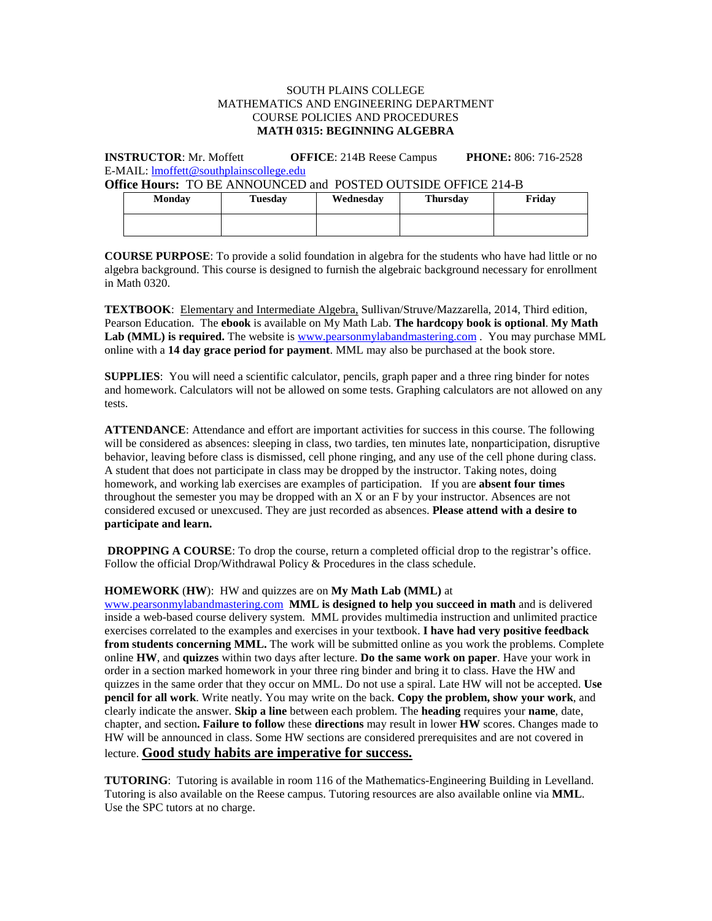SOUTH PLAINS COLLEGE
MATHEMATICS AND ENGINEERING DEPARTMENT
COURSE POLICIES AND PROCEDURES
**MATH 0315: BEGINNING ALGEBRA**

**INSTRUCTOR**: Mr. Moffett **OFFICE**: 214B Reese Campus **PHONE:** 806: 716-2528
E-MAIL: lmoffett@southplainscollege.edu

**Office Hours:** TO BE ANNOUNCED and POSTED OUTSIDE OFFICE 214-B

| Monday | Tuesday | Wednesday | Thursday | Friday |
|---|---|---|---|---|
| | | | | |

**COURSE PURPOSE**: To provide a solid foundation in algebra for the students who have had little or no algebra background. This course is designed to furnish the algebraic background necessary for enrollment in Math 0320.

**TEXTBOOK**: Elementary and Intermediate Algebra, Sullivan/Struve/Mazzarella, 2014, Third edition, Pearson Education. The **ebook** is available on My Math Lab. **The hardcopy book is optional**. **My Math Lab (MML) is required.** The website is www.pearsonmylabandmastering.com . You may purchase MML online with a **14 day grace period for payment**. MML may also be purchased at the book store.

**SUPPLIES**: You will need a scientific calculator, pencils, graph paper and a three ring binder for notes and homework. Calculators will not be allowed on some tests. Graphing calculators are not allowed on any tests.

**ATTENDANCE**: Attendance and effort are important activities for success in this course. The following will be considered as absences: sleeping in class, two tardies, ten minutes late, nonparticipation, disruptive behavior, leaving before class is dismissed, cell phone ringing, and any use of the cell phone during class. A student that does not participate in class may be dropped by the instructor. Taking notes, doing homework, and working lab exercises are examples of participation. If you are **absent four times** throughout the semester you may be dropped with an X or an F by your instructor. Absences are not considered excused or unexcused. They are just recorded as absences. **Please attend with a desire to participate and learn.**

**DROPPING A COURSE**: To drop the course, return a completed official drop to the registrar's office. Follow the official Drop/Withdrawal Policy & Procedures in the class schedule.

**HOMEWORK** (**HW**): HW and quizzes are on **My Math Lab (MML)** at www.pearsonmylabandmastering.com **MML is designed to help you succeed in math** and is delivered inside a web-based course delivery system. MML provides multimedia instruction and unlimited practice exercises correlated to the examples and exercises in your textbook. **I have had very positive feedback from students concerning MML.** The work will be submitted online as you work the problems. Complete online **HW**, and **quizzes** within two days after lecture. **Do the same work on paper**. Have your work in order in a section marked homework in your three ring binder and bring it to class. Have the HW and quizzes in the same order that they occur on MML. Do not use a spiral. Late HW will not be accepted. **Use pencil for all work**. Write neatly. You may write on the back. **Copy the problem, show your work**, and clearly indicate the answer. **Skip a line** between each problem. The **heading** requires your **name**, date, chapter, and section**. Failure to follow** these **directions** may result in lower **HW** scores. Changes made to HW will be announced in class. Some HW sections are considered prerequisites and are not covered in lecture. **Good study habits are imperative for success.**

**TUTORING**: Tutoring is available in room 116 of the Mathematics-Engineering Building in Levelland. Tutoring is also available on the Reese campus. Tutoring resources are also available online via **MML**. Use the SPC tutors at no charge.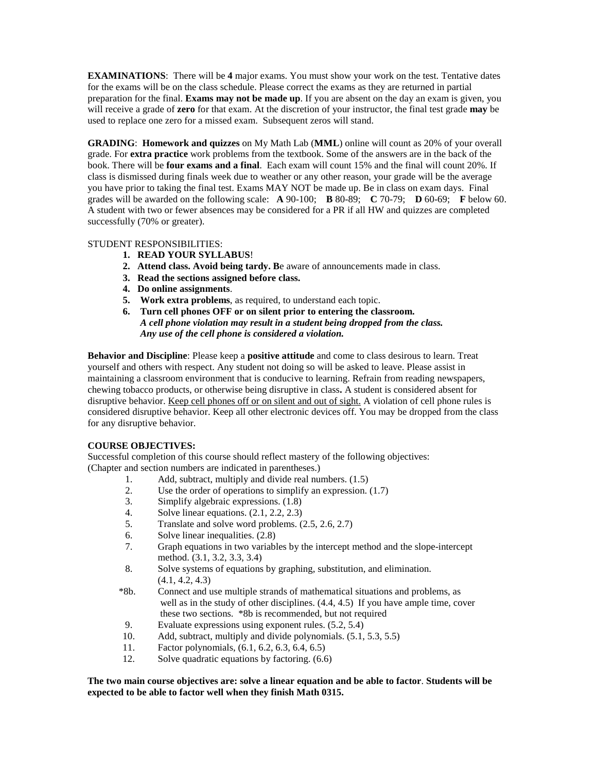**EXAMINATIONS**: There will be **4** major exams. You must show your work on the test. Tentative dates for the exams will be on the class schedule. Please correct the exams as they are returned in partial preparation for the final. **Exams may not be made up**. If you are absent on the day an exam is given, you will receive a grade of **zero** for that exam. At the discretion of your instructor, the final test grade **may** be used to replace one zero for a missed exam. Subsequent zeros will stand.

**GRADING**: **Homework and quizzes** on My Math Lab (**MML**) online will count as 20% of your overall grade. For **extra practice** work problems from the textbook. Some of the answers are in the back of the book. There will be **four exams and a final**. Each exam will count 15% and the final will count 20%. If class is dismissed during finals week due to weather or any other reason, your grade will be the average you have prior to taking the final test. Exams MAY NOT be made up. Be in class on exam days. Final grades will be awarded on the following scale: **A** 90-100; **B** 80-89; **C** 70-79; **D** 60-69; **F** below 60. A student with two or fewer absences may be considered for a PR if all HW and quizzes are completed successfully (70% or greater).

STUDENT RESPONSIBILITIES:

1. **READ YOUR SYLLABUS**!
2. **Attend class. Avoid being tardy. B**e aware of announcements made in class.
3. **Read the sections assigned before class.**
4. **Do online assignments**.
5. **Work extra problems**, as required, to understand each topic.
6. **Turn cell phones OFF or on silent prior to entering the classroom.**
   ***A cell phone violation may result in a student being dropped from the class.***
   ***Any use of the cell phone is considered a violation.***

**Behavior and Discipline**: Please keep a **positive attitude** and come to class desirous to learn. Treat yourself and others with respect. Any student not doing so will be asked to leave. Please assist in maintaining a classroom environment that is conducive to learning. Refrain from reading newspapers, chewing tobacco products, or otherwise being disruptive in class**.** A student is considered absent for disruptive behavior. <u>Keep cell phones off or on silent and out of sight.</u> A violation of cell phone rules is considered disruptive behavior. Keep all other electronic devices off. You may be dropped from the class for any disruptive behavior.

**COURSE OBJECTIVES:**

Successful completion of this course should reflect mastery of the following objectives:
(Chapter and section numbers are indicated in parentheses.)

1. Add, subtract, multiply and divide real numbers. (1.5)
2. Use the order of operations to simplify an expression. (1.7)
3. Simplify algebraic expressions. (1.8)
4. Solve linear equations. (2.1, 2.2, 2.3)
5. Translate and solve word problems. (2.5, 2.6, 2.7)
6. Solve linear inequalities. (2.8)
7. Graph equations in two variables by the intercept method and the slope-intercept method. (3.1, 3.2, 3.3, 3.4)
8. Solve systems of equations by graphing, substitution, and elimination. (4.1, 4.2, 4.3)

*8b. Connect and use multiple strands of mathematical situations and problems, as well as in the study of other disciplines. (4.4, 4.5) If you have ample time, cover these two sections. *8b is recommended, but not required

9. Evaluate expressions using exponent rules. (5.2, 5.4)
10. Add, subtract, multiply and divide polynomials. (5.1, 5.3, 5.5)
11. Factor polynomials, (6.1, 6.2, 6.3, 6.4, 6.5)
12. Solve quadratic equations by factoring. (6.6)

**The two main course objectives are: solve a linear equation and be able to factor**. **Students will be expected to be able to factor well when they finish Math 0315.**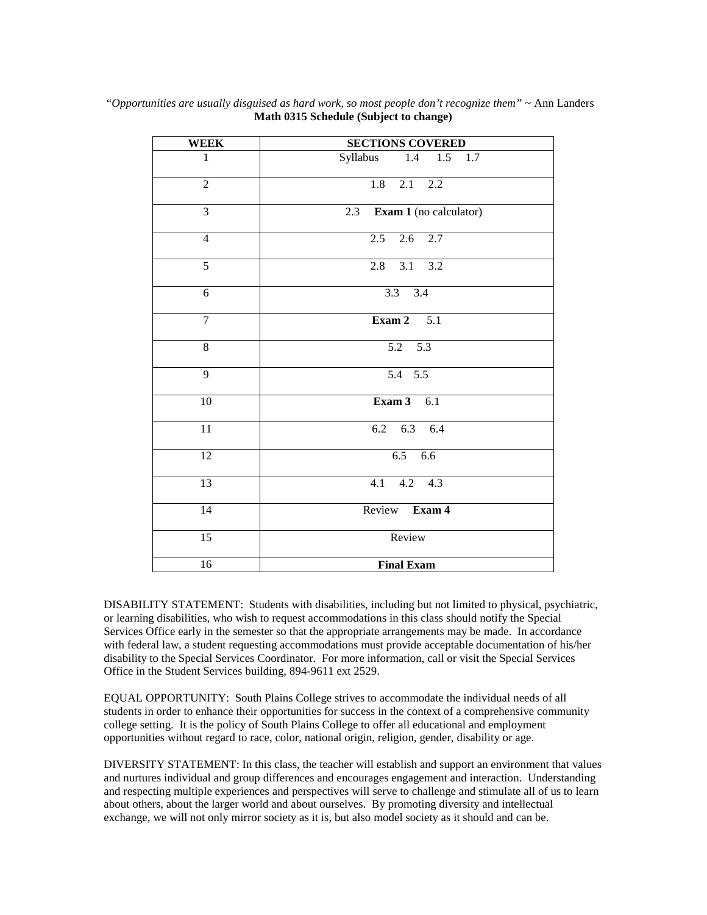*"Opportunities are usually disguised as hard work, so most people don't recognize them"* ~ Ann Landers

**Math 0315 Schedule (Subject to change)**

| WEEK | SECTIONS COVERED |
|---|---|
| 1 | Syllabus 1.4 1.5 1.7 |
| 2 | 1.8 2.1 2.2 |
| 3 | 2.3 **Exam 1** (no calculator) |
| 4 | 2.5 2.6 2.7 |
| 5 | 2.8 3.1 3.2 |
| 6 | 3.3 3.4 |
| 7 | **Exam 2** 5.1 |
| 8 | 5.2 5.3 |
| 9 | 5.4 5.5 |
| 10 | **Exam 3** 6.1 |
| 11 | 6.2 6.3 6.4 |
| 12 | 6.5 6.6 |
| 13 | 4.1 4.2 4.3 |
| 14 | Review **Exam 4** |
| 15 | Review |
| 16 | **Final Exam** |

DISABILITY STATEMENT: Students with disabilities, including but not limited to physical, psychiatric, or learning disabilities, who wish to request accommodations in this class should notify the Special Services Office early in the semester so that the appropriate arrangements may be made. In accordance with federal law, a student requesting accommodations must provide acceptable documentation of his/her disability to the Special Services Coordinator. For more information, call or visit the Special Services Office in the Student Services building, 894-9611 ext 2529.

EQUAL OPPORTUNITY: South Plains College strives to accommodate the individual needs of all students in order to enhance their opportunities for success in the context of a comprehensive community college setting. It is the policy of South Plains College to offer all educational and employment opportunities without regard to race, color, national origin, religion, gender, disability or age.

DIVERSITY STATEMENT: In this class, the teacher will establish and support an environment that values and nurtures individual and group differences and encourages engagement and interaction. Understanding and respecting multiple experiences and perspectives will serve to challenge and stimulate all of us to learn about others, about the larger world and about ourselves. By promoting diversity and intellectual exchange, we will not only mirror society as it is, but also model society as it should and can be.